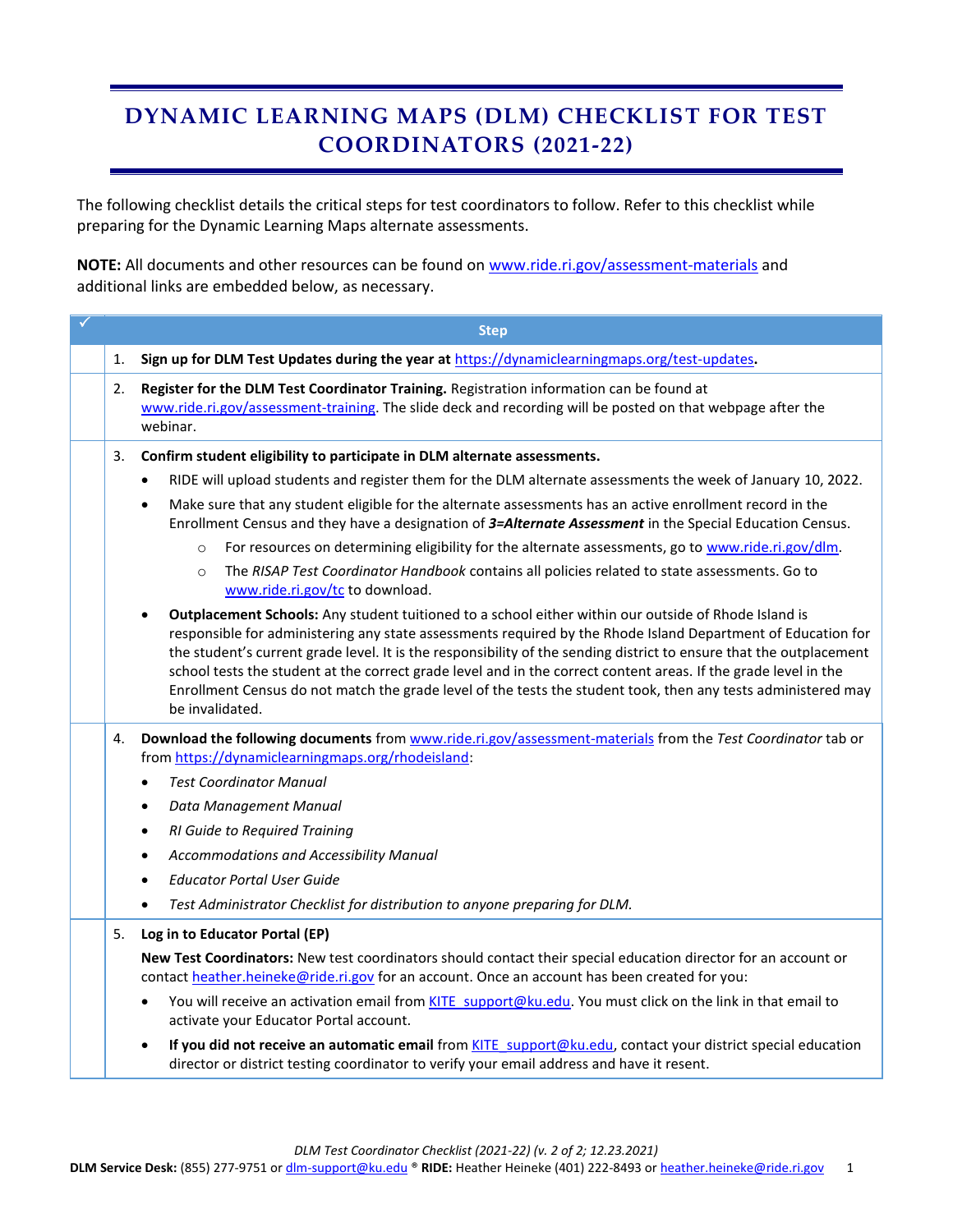# DYNAMIC LEARNING MAPS (DLM) CHECKLIST FOR TEST COORDINATORS (2021-22)

The following checklist details the critical steps for test coordinators to follow. Refer to this checklist while preparing for the Dynamic Learning Maps alternate assessments.

**NOTE:** All documents and other resources can be found on [www.ride.ri.gov/assessment-materials](www.ride.ri.gov/assessment-materials) and additional links are embedded below, as necessary.

| ✓ | Step |
|---|---|
| | 1. **Sign up for DLM Test Updates during the year at** [https://dynamiclearningmaps.org/test-updates](https://dynamiclearningmaps.org/test-updates)**.** |
| | 2. **Register for the DLM Test Coordinator Training.** Registration information can be found at [www.ride.ri.gov/assessment-training](www.ride.ri.gov/assessment-training). The slide deck and recording will be posted on that webpage after the webinar. |
| | 3. **Confirm student eligibility to participate in DLM alternate assessments.**<br>• RIDE will upload students and register them for the DLM alternate assessments the week of January 10, 2022.<br>• Make sure that any student eligible for the alternate assessments has an active enrollment record in the Enrollment Census and they have a designation of ***3=Alternate Assessment*** in the Special Education Census.<br>&nbsp;&nbsp;&nbsp;&nbsp;○ For resources on determining eligibility for the alternate assessments, go to [www.ride.ri.gov/dlm](www.ride.ri.gov/dlm).<br>&nbsp;&nbsp;&nbsp;&nbsp;○ The *RISAP Test Coordinator Handbook* contains all policies related to state assessments. Go to [www.ride.ri.gov/tc](www.ride.ri.gov/tc) to download.<br>• **Outplacement Schools:** Any student tuitioned to a school either within our outside of Rhode Island is responsible for administering any state assessments required by the Rhode Island Department of Education for the student's current grade level. It is the responsibility of the sending district to ensure that the outplacement school tests the student at the correct grade level and in the correct content areas. If the grade level in the Enrollment Census do not match the grade level of the tests the student took, then any tests administered may be invalidated. |
| | 4. **Download the following documents** from [www.ride.ri.gov/assessment-materials](www.ride.ri.gov/assessment-materials) from the *Test Coordinator* tab or from [https://dynamiclearningmaps.org/rhodeisland](https://dynamiclearningmaps.org/rhodeisland):<br>• *Test Coordinator Manual*<br>• *Data Management Manual*<br>• *RI Guide to Required Training*<br>• *Accommodations and Accessibility Manual*<br>• *Educator Portal User Guide*<br>• *Test Administrator Checklist for distribution to anyone preparing for DLM.* |
| | 5. **Log in to Educator Portal (EP)**<br>**New Test Coordinators:** New test coordinators should contact their special education director for an account or contact [heather.heineke@ride.ri.gov](mailto:heather.heineke@ride.ri.gov) for an account. Once an account has been created for you:<br>• You will receive an activation email from [KITE_support@ku.edu](mailto:KITE_support@ku.edu). You must click on the link in that email to activate your Educator Portal account.<br>• **If you did not receive an automatic email** from [KITE_support@ku.edu](mailto:KITE_support@ku.edu), contact your district special education director or district testing coordinator to verify your email address and have it resent. |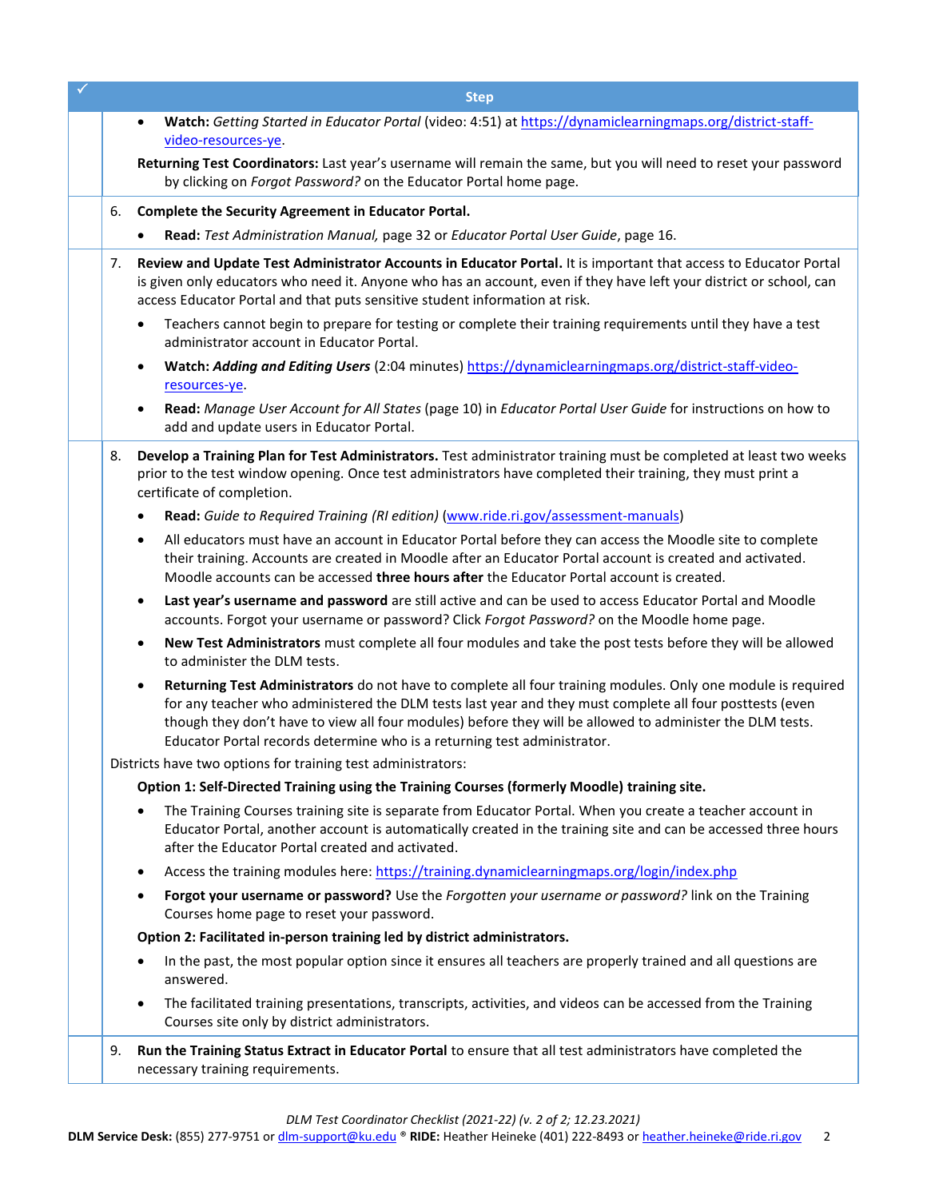| ✓ | Step |
|---|---|
| | • **Watch:** *Getting Started in Educator Portal* (video: 4:51) at https://dynamiclearningmaps.org/district-staff-video-resources-ye.<br><br>**Returning Test Coordinators:** Last year's username will remain the same, but you will need to reset your password by clicking on *Forgot Password?* on the Educator Portal home page. |
| | 6. **Complete the Security Agreement in Educator Portal.**<br><br>• **Read:** *Test Administration Manual,* page 32 or *Educator Portal User Guide*, page 16. |
| | 7. **Review and Update Test Administrator Accounts in Educator Portal.** It is important that access to Educator Portal is given only educators who need it. Anyone who has an account, even if they have left your district or school, can access Educator Portal and that puts sensitive student information at risk.<br><br>• Teachers cannot begin to prepare for testing or complete their training requirements until they have a test administrator account in Educator Portal.<br><br>• **Watch:** ***Adding and Editing Users*** (2:04 minutes) https://dynamiclearningmaps.org/district-staff-video-resources-ye.<br><br>• **Read:** *Manage User Account for All States* (page 10) in *Educator Portal User Guide* for instructions on how to add and update users in Educator Portal. |
| | 8. **Develop a Training Plan for Test Administrators.** Test administrator training must be completed at least two weeks prior to the test window opening. Once test administrators have completed their training, they must print a certificate of completion.<br><br>• **Read:** *Guide to Required Training (RI edition)* (www.ride.ri.gov/assessment-manuals)<br><br>• All educators must have an account in Educator Portal before they can access the Moodle site to complete their training. Accounts are created in Moodle after an Educator Portal account is created and activated. Moodle accounts can be accessed **three hours after** the Educator Portal account is created.<br><br>• **Last year's username and password** are still active and can be used to access Educator Portal and Moodle accounts. Forgot your username or password? Click *Forgot Password?* on the Moodle home page.<br><br>• **New Test Administrators** must complete all four modules and take the post tests before they will be allowed to administer the DLM tests.<br><br>• **Returning Test Administrators** do not have to complete all four training modules. Only one module is required for any teacher who administered the DLM tests last year and they must complete all four posttests (even though they don't have to view all four modules) before they will be allowed to administer the DLM tests. Educator Portal records determine who is a returning test administrator.<br><br>Districts have two options for training test administrators:<br><br>**Option 1: Self-Directed Training using the Training Courses (formerly Moodle) training site.**<br><br>• The Training Courses training site is separate from Educator Portal. When you create a teacher account in Educator Portal, another account is automatically created in the training site and can be accessed three hours after the Educator Portal created and activated.<br><br>• Access the training modules here: https://training.dynamiclearningmaps.org/login/index.php<br><br>• **Forgot your username or password?** Use the *Forgotten your username or password?* link on the Training Courses home page to reset your password.<br><br>**Option 2: Facilitated in-person training led by district administrators.**<br><br>• In the past, the most popular option since it ensures all teachers are properly trained and all questions are answered.<br><br>• The facilitated training presentations, transcripts, activities, and videos can be accessed from the Training Courses site only by district administrators. |
| | 9. **Run the Training Status Extract in Educator Portal** to ensure that all test administrators have completed the necessary training requirements. |

*DLM Test Coordinator Checklist (2021-22) (v. 2 of 2; 12.23.2021)*

**DLM Service Desk:** (855) 277-9751 or dlm-support@ku.edu ® **RIDE:** Heather Heineke (401) 222-8493 or heather.heineke@ride.ri.gov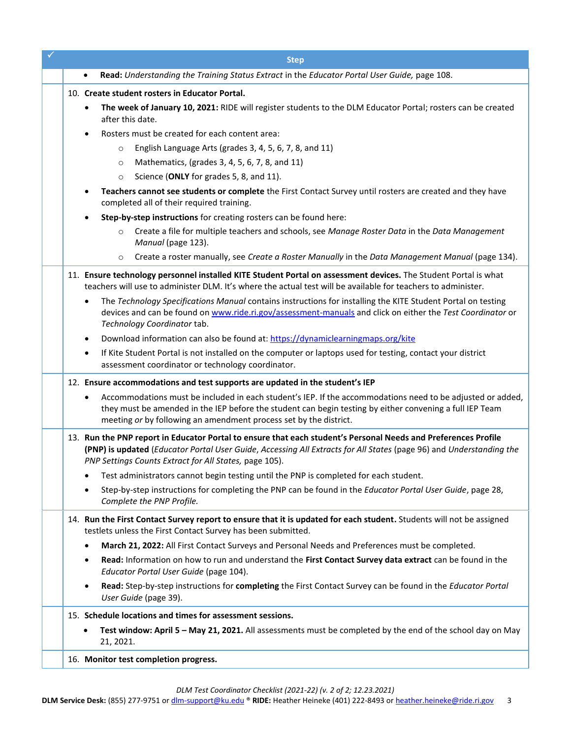| ✓ | Step |
|---|---|
| | • **Read:** *Understanding the Training Status Extract* in the *Educator Portal User Guide,* page 108. |
| | 10. **Create student rosters in Educator Portal.**<br>• **The week of January 10, 2021:** RIDE will register students to the DLM Educator Portal; rosters can be created after this date.<br>• Rosters must be created for each content area:<br>  ○ English Language Arts (grades 3, 4, 5, 6, 7, 8, and 11)<br>  ○ Mathematics, (grades 3, 4, 5, 6, 7, 8, and 11)<br>  ○ Science (**ONLY** for grades 5, 8, and 11).<br>• **Teachers cannot see students or complete** the First Contact Survey until rosters are created and they have completed all of their required training.<br>• **Step-by-step instructions** for creating rosters can be found here:<br>  ○ Create a file for multiple teachers and schools, see *Manage Roster Data* in the *Data Management Manual* (page 123).<br>  ○ Create a roster manually, see *Create a Roster Manually* in the *Data Management Manual* (page 134). |
| | 11. **Ensure technology personnel installed KITE Student Portal on assessment devices.** The Student Portal is what teachers will use to administer DLM. It's where the actual test will be available for teachers to administer.<br>• The *Technology Specifications Manual* contains instructions for installing the KITE Student Portal on testing devices and can be found on www.ride.ri.gov/assessment-manuals and click on either the *Test Coordinator* or *Technology Coordinator* tab.<br>• Download information can also be found at: https://dynamiclearningmaps.org/kite<br>• If Kite Student Portal is not installed on the computer or laptops used for testing, contact your district assessment coordinator or technology coordinator. |
| | 12. **Ensure accommodations and test supports are updated in the student's IEP**<br>• Accommodations must be included in each student's IEP. If the accommodations need to be adjusted or added, they must be amended in the IEP before the student can begin testing by either convening a full IEP Team meeting *or* by following an amendment process set by the district. |
| | 13. **Run the PNP report in Educator Portal to ensure that each student's Personal Needs and Preferences Profile (PNP) is updated** (*Educator Portal User Guide*, *Accessing All Extracts for All States* (page 96) and *Understanding the PNP Settings Counts Extract for All States,* page 105).<br>• Test administrators cannot begin testing until the PNP is completed for each student.<br>• Step-by-step instructions for completing the PNP can be found in the *Educator Portal User Guide*, page 28, *Complete the PNP Profile.* |
| | 14. **Run the First Contact Survey report to ensure that it is updated for each student.** Students will not be assigned testlets unless the First Contact Survey has been submitted.<br>• **March 21, 2022:** All First Contact Surveys and Personal Needs and Preferences must be completed.<br>• **Read:** Information on how to run and understand the **First Contact Survey data extract** can be found in the *Educator Portal User Guide* (page 104).<br>• **Read:** Step-by-step instructions for **completing** the First Contact Survey can be found in the *Educator Portal User Guide* (page 39). |
| | 15. **Schedule locations and times for assessment sessions.**<br>• **Test window: April 5 – May 21, 2021.** All assessments must be completed by the end of the school day on May 21, 2021. |
| | 16. **Monitor test completion progress.** |

*DLM Test Coordinator Checklist (2021-22) (v. 2 of 2; 12.23.2021)*

**DLM Service Desk:** (855) 277-9751 or dlm-support@ku.edu ® **RIDE:** Heather Heineke (401) 222-8493 or heather.heineke@ride.ri.gov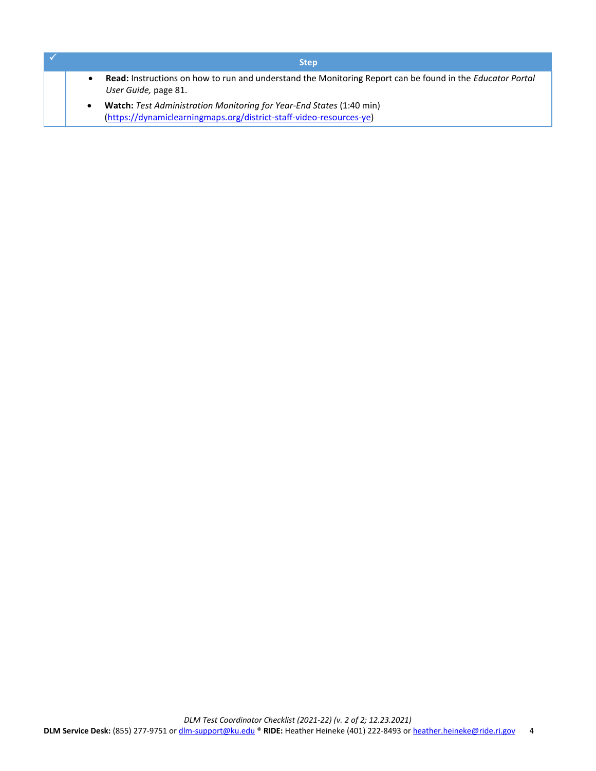| ✓ | Step |
|---|---|
| | • **Read:** Instructions on how to run and understand the Monitoring Report can be found in the *Educator Portal User Guide,* page 81.<br>• **Watch:** *Test Administration Monitoring for Year-End States* (1:40 min) (https://dynamiclearningmaps.org/district-staff-video-resources-ye) |